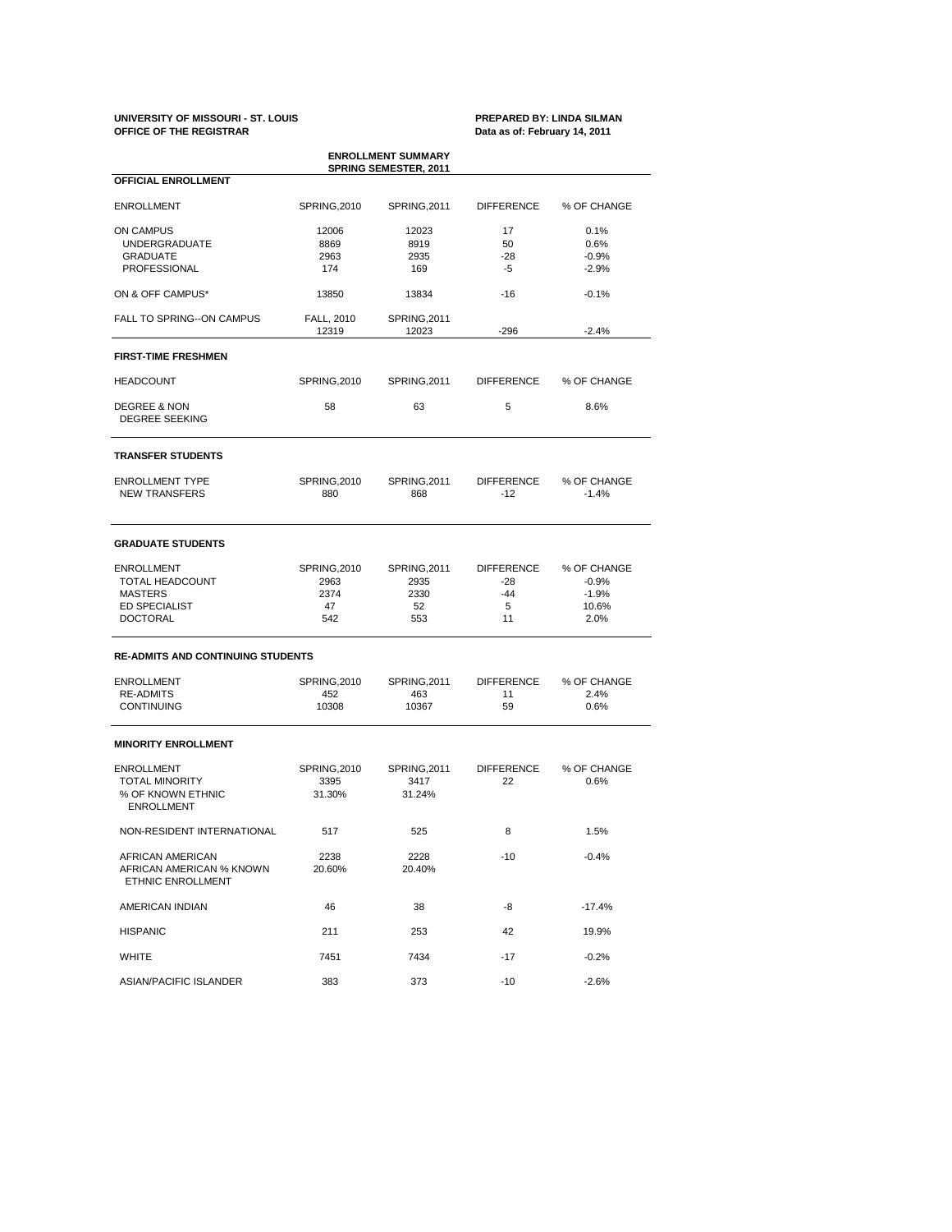**UNIVERSITY OF MISSOURI - ST. LOUIS**
**OFFICE OF THE REGISTRAR**

**PREPARED BY: LINDA SILMAN**
**Data as of: February 14, 2011**

## ENROLLMENT SUMMARY
### SPRING SEMESTER, 2011

### OFFICIAL ENROLLMENT

| ENROLLMENT | SPRING,2010 | SPRING,2011 | DIFFERENCE | % OF CHANGE |
|---|---|---|---|---|
| ON CAMPUS | 12006 | 12023 | 17 | 0.1% |
| UNDERGRADUATE | 8869 | 8919 | 50 | 0.6% |
| GRADUATE | 2963 | 2935 | -28 | -0.9% |
| PROFESSIONAL | 174 | 169 | -5 | -2.9% |
| ON & OFF CAMPUS* | 13850 | 13834 | -16 | -0.1% |
| FALL TO SPRING--ON CAMPUS | FALL, 2010 | SPRING,2011 | | |
| | 12319 | 12023 | -296 | -2.4% |

### FIRST-TIME FRESHMEN

| HEADCOUNT | SPRING,2010 | SPRING,2011 | DIFFERENCE | % OF CHANGE |
|---|---|---|---|---|
| DEGREE & NON DEGREE SEEKING | 58 | 63 | 5 | 8.6% |

### TRANSFER STUDENTS

| ENROLLMENT TYPE | SPRING,2010 | SPRING,2011 | DIFFERENCE | % OF CHANGE |
|---|---|---|---|---|
| NEW TRANSFERS | 880 | 868 | -12 | -1.4% |

### GRADUATE STUDENTS

| ENROLLMENT | SPRING,2010 | SPRING,2011 | DIFFERENCE | % OF CHANGE |
|---|---|---|---|---|
| TOTAL HEADCOUNT | 2963 | 2935 | -28 | -0.9% |
| MASTERS | 2374 | 2330 | -44 | -1.9% |
| ED SPECIALIST | 47 | 52 | 5 | 10.6% |
| DOCTORAL | 542 | 553 | 11 | 2.0% |

### RE-ADMITS AND CONTINUING STUDENTS

| ENROLLMENT | SPRING,2010 | SPRING,2011 | DIFFERENCE | % OF CHANGE |
|---|---|---|---|---|
| RE-ADMITS | 452 | 463 | 11 | 2.4% |
| CONTINUING | 10308 | 10367 | 59 | 0.6% |

### MINORITY ENROLLMENT

| ENROLLMENT | SPRING,2010 | SPRING,2011 | DIFFERENCE | % OF CHANGE |
|---|---|---|---|---|
| TOTAL MINORITY | 3395 | 3417 | 22 | 0.6% |
| % OF KNOWN ETHNIC ENROLLMENT | 31.30% | 31.24% | | |
| NON-RESIDENT INTERNATIONAL | 517 | 525 | 8 | 1.5% |
| AFRICAN AMERICAN | 2238 | 2228 | -10 | -0.4% |
| AFRICAN AMERICAN % KNOWN ETHNIC ENROLLMENT | 20.60% | 20.40% | | |
| AMERICAN INDIAN | 46 | 38 | -8 | -17.4% |
| HISPANIC | 211 | 253 | 42 | 19.9% |
| WHITE | 7451 | 7434 | -17 | -0.2% |
| ASIAN/PACIFIC ISLANDER | 383 | 373 | -10 | -2.6% |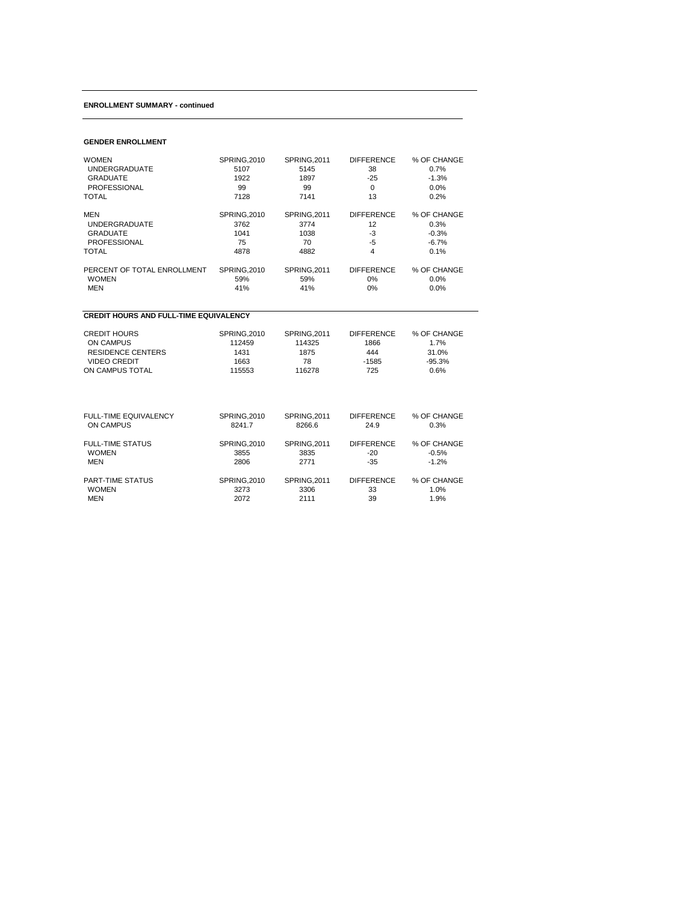**ENROLLMENT SUMMARY - continued**

**GENDER ENROLLMENT**

| WOMEN | SPRING,2010 | SPRING,2011 | DIFFERENCE | % OF CHANGE |
|---|---|---|---|---|
| UNDERGRADUATE | 5107 | 5145 | 38 | 0.7% |
| GRADUATE | 1922 | 1897 | -25 | -1.3% |
| PROFESSIONAL | 99 | 99 | 0 | 0.0% |
| TOTAL | 7128 | 7141 | 13 | 0.2% |

| MEN | SPRING,2010 | SPRING,2011 | DIFFERENCE | % OF CHANGE |
|---|---|---|---|---|
| UNDERGRADUATE | 3762 | 3774 | 12 | 0.3% |
| GRADUATE | 1041 | 1038 | -3 | -0.3% |
| PROFESSIONAL | 75 | 70 | -5 | -6.7% |
| TOTAL | 4878 | 4882 | 4 | 0.1% |

| PERCENT OF TOTAL ENROLLMENT | SPRING,2010 | SPRING,2011 | DIFFERENCE | % OF CHANGE |
|---|---|---|---|---|
| WOMEN | 59% | 59% | 0% | 0.0% |
| MEN | 41% | 41% | 0% | 0.0% |

**CREDIT HOURS AND FULL-TIME EQUIVALENCY**

| CREDIT HOURS | SPRING,2010 | SPRING,2011 | DIFFERENCE | % OF CHANGE |
|---|---|---|---|---|
| ON CAMPUS | 112459 | 114325 | 1866 | 1.7% |
| RESIDENCE CENTERS | 1431 | 1875 | 444 | 31.0% |
| VIDEO CREDIT | 1663 | 78 | -1585 | -95.3% |
| ON CAMPUS TOTAL | 115553 | 116278 | 725 | 0.6% |

| FULL-TIME EQUIVALENCY | SPRING,2010 | SPRING,2011 | DIFFERENCE | % OF CHANGE |
|---|---|---|---|---|
| ON CAMPUS | 8241.7 | 8266.6 | 24.9 | 0.3% |

| FULL-TIME STATUS | SPRING,2010 | SPRING,2011 | DIFFERENCE | % OF CHANGE |
|---|---|---|---|---|
| WOMEN | 3855 | 3835 | -20 | -0.5% |
| MEN | 2806 | 2771 | -35 | -1.2% |

| PART-TIME STATUS | SPRING,2010 | SPRING,2011 | DIFFERENCE | % OF CHANGE |
|---|---|---|---|---|
| WOMEN | 3273 | 3306 | 33 | 1.0% |
| MEN | 2072 | 2111 | 39 | 1.9% |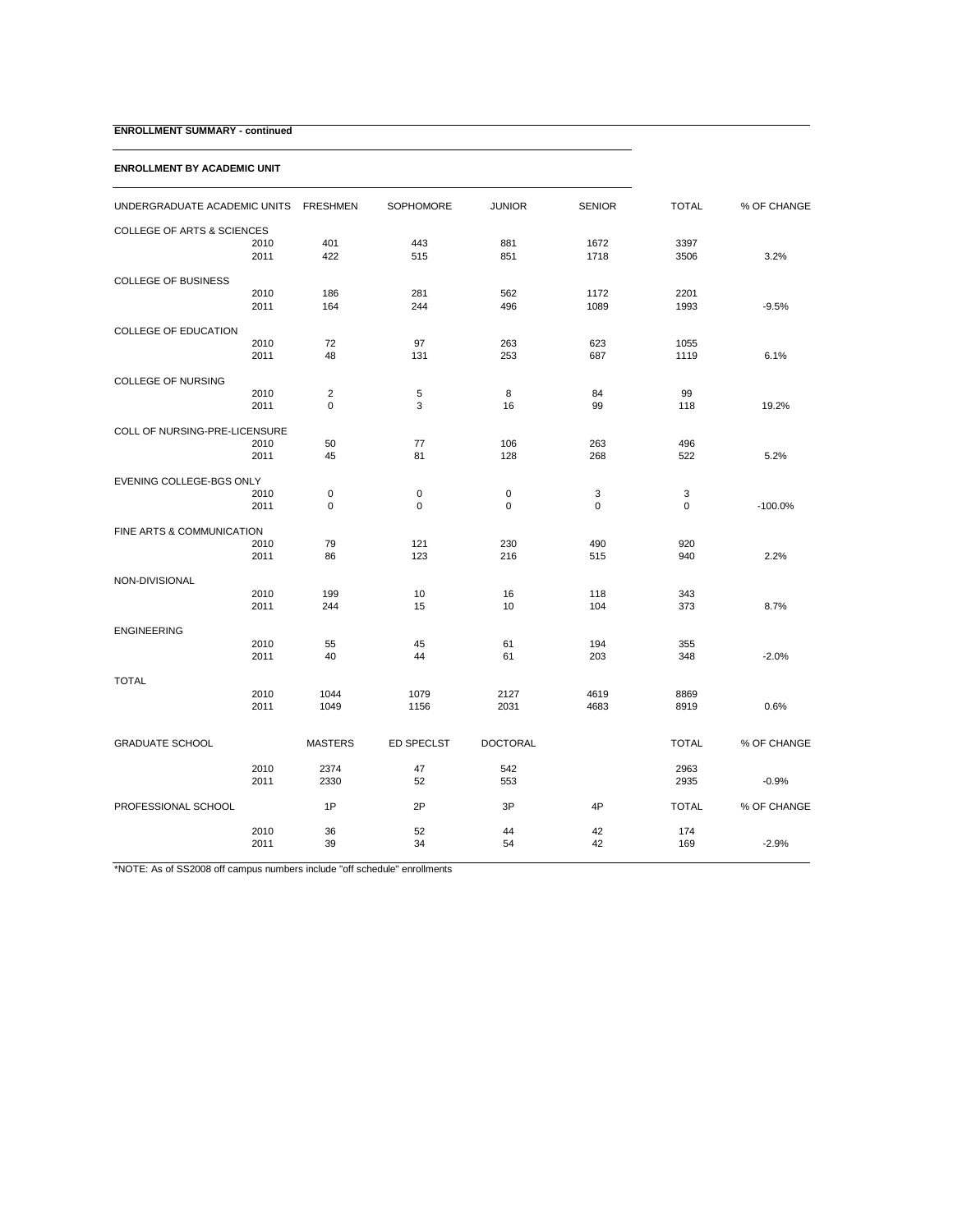**ENROLLMENT SUMMARY - continued**

**ENROLLMENT BY ACADEMIC UNIT**

| UNDERGRADUATE ACADEMIC UNITS | | FRESHMEN | SOPHOMORE | JUNIOR | SENIOR | TOTAL | % OF CHANGE |
|---|---|---|---|---|---|---|---|
| COLLEGE OF ARTS & SCIENCES | | | | | | | |
| | 2010 | 401 | 443 | 881 | 1672 | 3397 | |
| | 2011 | 422 | 515 | 851 | 1718 | 3506 | 3.2% |
| COLLEGE OF BUSINESS | | | | | | | |
| | 2010 | 186 | 281 | 562 | 1172 | 2201 | |
| | 2011 | 164 | 244 | 496 | 1089 | 1993 | -9.5% |
| COLLEGE OF EDUCATION | | | | | | | |
| | 2010 | 72 | 97 | 263 | 623 | 1055 | |
| | 2011 | 48 | 131 | 253 | 687 | 1119 | 6.1% |
| COLLEGE OF NURSING | | | | | | | |
| | 2010 | 2 | 5 | 8 | 84 | 99 | |
| | 2011 | 0 | 3 | 16 | 99 | 118 | 19.2% |
| COLL OF NURSING-PRE-LICENSURE | | | | | | | |
| | 2010 | 50 | 77 | 106 | 263 | 496 | |
| | 2011 | 45 | 81 | 128 | 268 | 522 | 5.2% |
| EVENING COLLEGE-BGS ONLY | | | | | | | |
| | 2010 | 0 | 0 | 0 | 3 | 3 | |
| | 2011 | 0 | 0 | 0 | 0 | 0 | -100.0% |
| FINE ARTS & COMMUNICATION | | | | | | | |
| | 2010 | 79 | 121 | 230 | 490 | 920 | |
| | 2011 | 86 | 123 | 216 | 515 | 940 | 2.2% |
| NON-DIVISIONAL | | | | | | | |
| | 2010 | 199 | 10 | 16 | 118 | 343 | |
| | 2011 | 244 | 15 | 10 | 104 | 373 | 8.7% |
| ENGINEERING | | | | | | | |
| | 2010 | 55 | 45 | 61 | 194 | 355 | |
| | 2011 | 40 | 44 | 61 | 203 | 348 | -2.0% |
| TOTAL | | | | | | | |
| | 2010 | 1044 | 1079 | 2127 | 4619 | 8869 | |
| | 2011 | 1049 | 1156 | 2031 | 4683 | 8919 | 0.6% |

| GRADUATE SCHOOL | | MASTERS | ED SPECLST | DOCTORAL | | TOTAL | % OF CHANGE |
|---|---|---|---|---|---|---|---|
| | 2010 | 2374 | 47 | 542 | | 2963 | |
| | 2011 | 2330 | 52 | 553 | | 2935 | -0.9% |

| PROFESSIONAL SCHOOL | | 1P | 2P | 3P | 4P | TOTAL | % OF CHANGE |
|---|---|---|---|---|---|---|---|
| | 2010 | 36 | 52 | 44 | 42 | 174 | |
| | 2011 | 39 | 34 | 54 | 42 | 169 | -2.9% |

*NOTE: As of SS2008 off campus numbers include "off schedule" enrollments